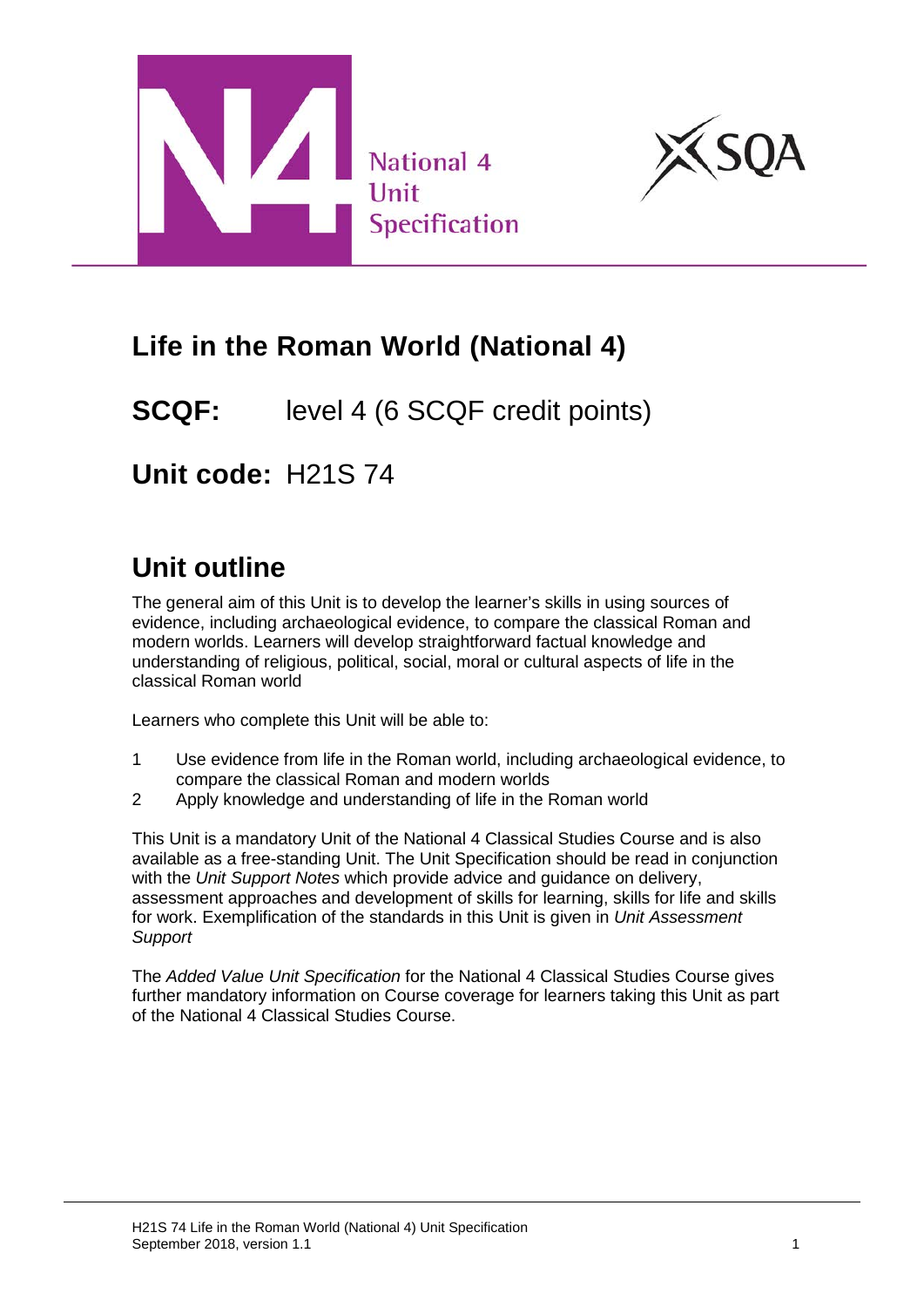National 4 Unit Specification

# Life in the Roman World (National 4)

**SCQF:** level 4 (6 SCQF credit points)

**Unit code:** H21S 74

## Unit outline

The general aim of this Unit is to develop the learner's skills in using sources of evidence, including archaeological evidence, to compare the classical Roman and modern worlds. Learners will develop straightforward factual knowledge and understanding of religious, political, social, moral or cultural aspects of life in the classical Roman world

Learners who complete this Unit will be able to:

1. Use evidence from life in the Roman world, including archaeological evidence, to compare the classical Roman and modern worlds
2. Apply knowledge and understanding of life in the Roman world

This Unit is a mandatory Unit of the National 4 Classical Studies Course and is also available as a free-standing Unit. The Unit Specification should be read in conjunction with the *Unit Support Notes* which provide advice and guidance on delivery, assessment approaches and development of skills for learning, skills for life and skills for work. Exemplification of the standards in this Unit is given in *Unit Assessment Support*

The *Added Value Unit Specification* for the National 4 Classical Studies Course gives further mandatory information on Course coverage for learners taking this Unit as part of the National 4 Classical Studies Course.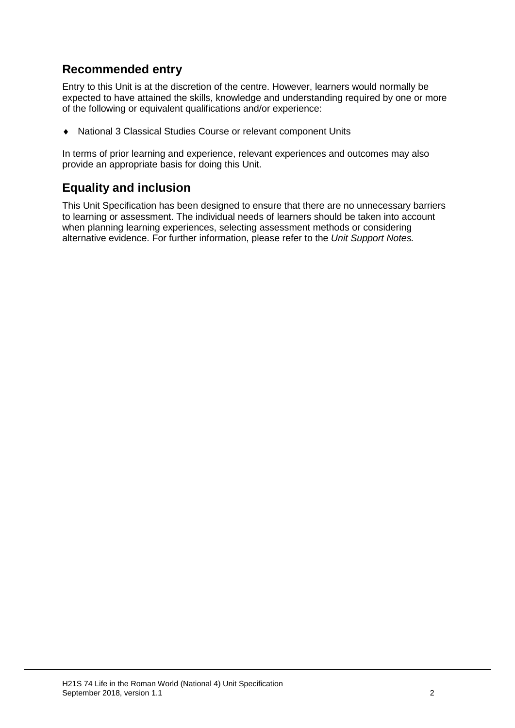## Recommended entry

Entry to this Unit is at the discretion of the centre. However, learners would normally be expected to have attained the skills, knowledge and understanding required by one or more of the following or equivalent qualifications and/or experience:

- National 3 Classical Studies Course or relevant component Units

In terms of prior learning and experience, relevant experiences and outcomes may also provide an appropriate basis for doing this Unit.

## Equality and inclusion

This Unit Specification has been designed to ensure that there are no unnecessary barriers to learning or assessment. The individual needs of learners should be taken into account when planning learning experiences, selecting assessment methods or considering alternative evidence. For further information, please refer to the *Unit Support Notes.*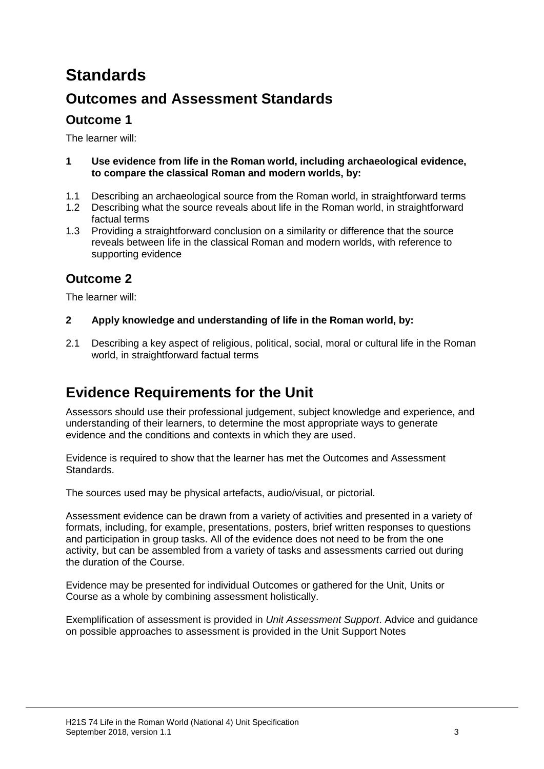# Standards

## Outcomes and Assessment Standards

### Outcome 1

The learner will:

**1 Use evidence from life in the Roman world, including archaeological evidence, to compare the classical Roman and modern worlds, by:**

1.1 Describing an archaeological source from the Roman world, in straightforward terms
1.2 Describing what the source reveals about life in the Roman world, in straightforward factual terms
1.3 Providing a straightforward conclusion on a similarity or difference that the source reveals between life in the classical Roman and modern worlds, with reference to supporting evidence

### Outcome 2

The learner will:

**2 Apply knowledge and understanding of life in the Roman world, by:**

2.1 Describing a key aspect of religious, political, social, moral or cultural life in the Roman world, in straightforward factual terms

## Evidence Requirements for the Unit

Assessors should use their professional judgement, subject knowledge and experience, and understanding of their learners, to determine the most appropriate ways to generate evidence and the conditions and contexts in which they are used.

Evidence is required to show that the learner has met the Outcomes and Assessment Standards.

The sources used may be physical artefacts, audio/visual, or pictorial.

Assessment evidence can be drawn from a variety of activities and presented in a variety of formats, including, for example, presentations, posters, brief written responses to questions and participation in group tasks. All of the evidence does not need to be from the one activity, but can be assembled from a variety of tasks and assessments carried out during the duration of the Course.

Evidence may be presented for individual Outcomes or gathered for the Unit, Units or Course as a whole by combining assessment holistically.

Exemplification of assessment is provided in *Unit Assessment Support*. Advice and guidance on possible approaches to assessment is provided in the Unit Support Notes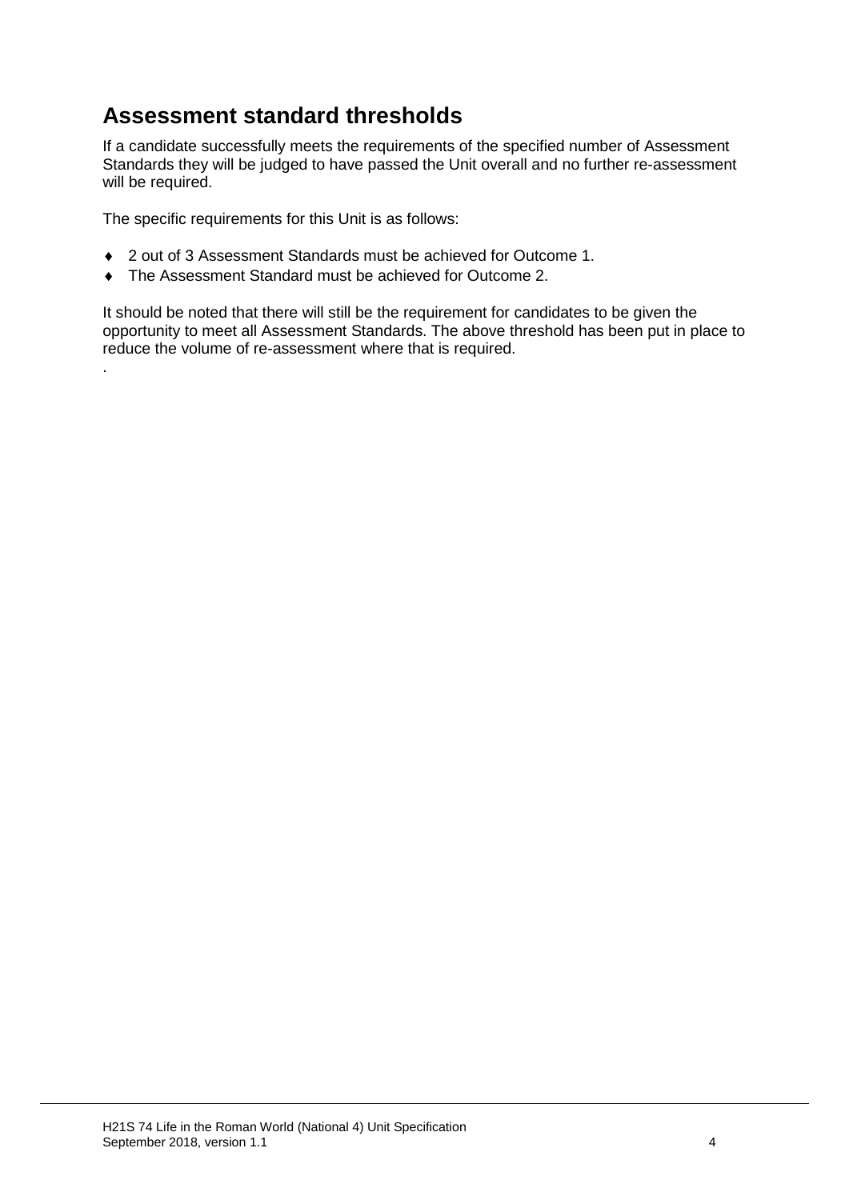## Assessment standard thresholds

If a candidate successfully meets the requirements of the specified number of Assessment Standards they will be judged to have passed the Unit overall and no further re-assessment will be required.

The specific requirements for this Unit is as follows:

- 2 out of 3 Assessment Standards must be achieved for Outcome 1.
- The Assessment Standard must be achieved for Outcome 2.

It should be noted that there will still be the requirement for candidates to be given the opportunity to meet all Assessment Standards. The above threshold has been put in place to reduce the volume of re-assessment where that is required.

.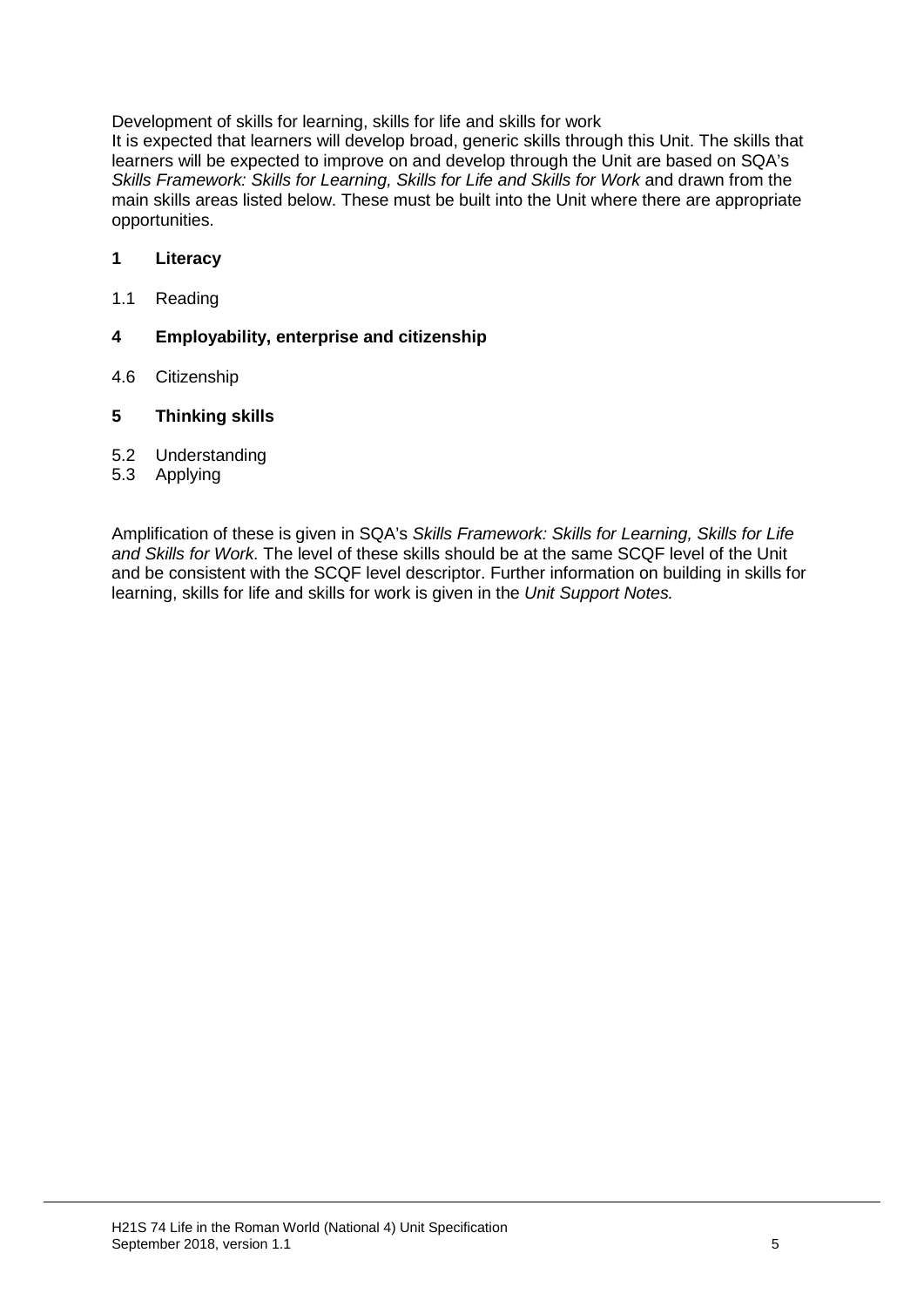Development of skills for learning, skills for life and skills for work

It is expected that learners will develop broad, generic skills through this Unit. The skills that learners will be expected to improve on and develop through the Unit are based on SQA's *Skills Framework: Skills for Learning, Skills for Life and Skills for Work* and drawn from the main skills areas listed below. These must be built into the Unit where there are appropriate opportunities.

**1 Literacy**

1.1 Reading

**4 Employability, enterprise and citizenship**

4.6 Citizenship

**5 Thinking skills**

5.2 Understanding
5.3 Applying

Amplification of these is given in SQA's *Skills Framework: Skills for Learning, Skills for Life and Skills for Work.* The level of these skills should be at the same SCQF level of the Unit and be consistent with the SCQF level descriptor. Further information on building in skills for learning, skills for life and skills for work is given in the *Unit Support Notes.*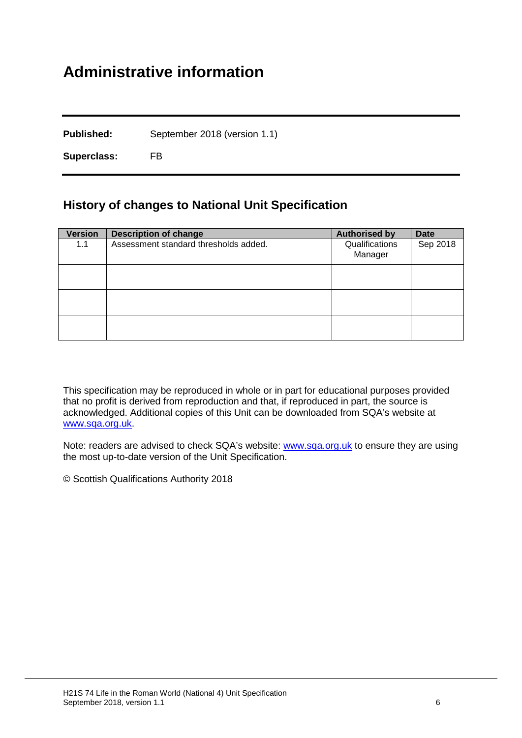# Administrative information

**Published:** September 2018 (version 1.1)

**Superclass:** FB

## History of changes to National Unit Specification

| Version | Description of change | Authorised by | Date |
|---|---|---|---|
| 1.1 | Assessment standard thresholds added. | Qualifications Manager | Sep 2018 |
| | | | |
| | | | |
| | | | |

This specification may be reproduced in whole or in part for educational purposes provided that no profit is derived from reproduction and that, if reproduced in part, the source is acknowledged. Additional copies of this Unit can be downloaded from SQA's website at www.sqa.org.uk.

Note: readers are advised to check SQA's website: www.sqa.org.uk to ensure they are using the most up-to-date version of the Unit Specification.

© Scottish Qualifications Authority 2018